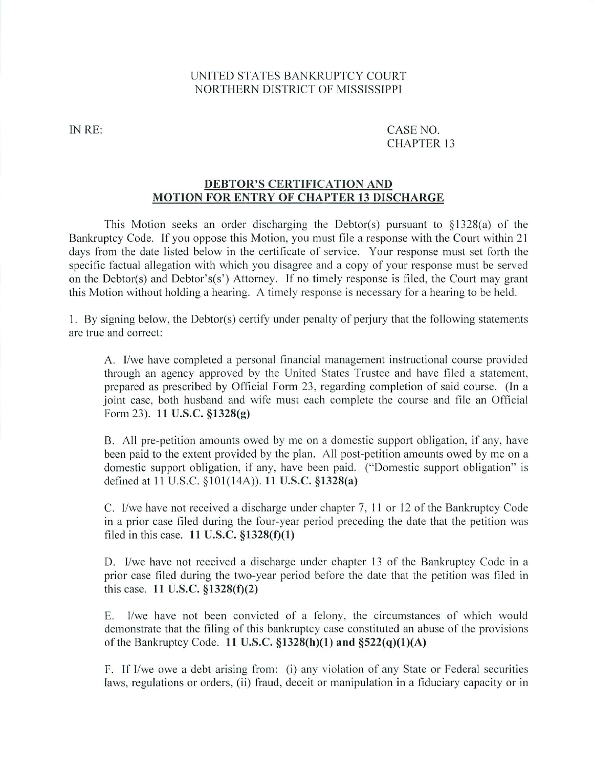UNITED STATES BANKRUPTCY COURT
NORTHERN DISTRICT OF MISSISSIPPI

IN RE: CASE NO.
CHAPTER 13

## DEBTOR'S CERTIFICATION AND MOTION FOR ENTRY OF CHAPTER 13 DISCHARGE

This Motion seeks an order discharging the Debtor(s) pursuant to §1328(a) of the Bankruptcy Code. If you oppose this Motion, you must file a response with the Court within 21 days from the date listed below in the certificate of service. Your response must set forth the specific factual allegation with which you disagree and a copy of your response must be served on the Debtor(s) and Debtor's(s') Attorney. If no timely response is filed, the Court may grant this Motion without holding a hearing. A timely response is necessary for a hearing to be held.

1. By signing below, the Debtor(s) certify under penalty of perjury that the following statements are true and correct:

A. I/we have completed a personal financial management instructional course provided through an agency approved by the United States Trustee and have filed a statement, prepared as prescribed by Official Form 23, regarding completion of said course. (In a joint case, both husband and wife must each complete the course and file an Official Form 23). **11 U.S.C. §1328(g)**

B. All pre-petition amounts owed by me on a domestic support obligation, if any, have been paid to the extent provided by the plan. All post-petition amounts owed by me on a domestic support obligation, if any, have been paid. ("Domestic support obligation" is defined at 11 U.S.C. §101(14A)). **11 U.S.C. §1328(a)**

C. I/we have not received a discharge under chapter 7, 11 or 12 of the Bankruptcy Code in a prior case filed during the four-year period preceding the date that the petition was filed in this case. **11 U.S.C. §1328(f)(1)**

D. I/we have not received a discharge under chapter 13 of the Bankruptcy Code in a prior case filed during the two-year period before the date that the petition was filed in this case. **11 U.S.C. §1328(f)(2)**

E. I/we have not been convicted of a felony, the circumstances of which would demonstrate that the filing of this bankruptcy case constituted an abuse of the provisions of the Bankruptcy Code. **11 U.S.C. §1328(h)(1) and §522(q)(1)(A)**

F. If I/we owe a debt arising from: (i) any violation of any State or Federal securities laws, regulations or orders, (ii) fraud, deceit or manipulation in a fiduciary capacity or in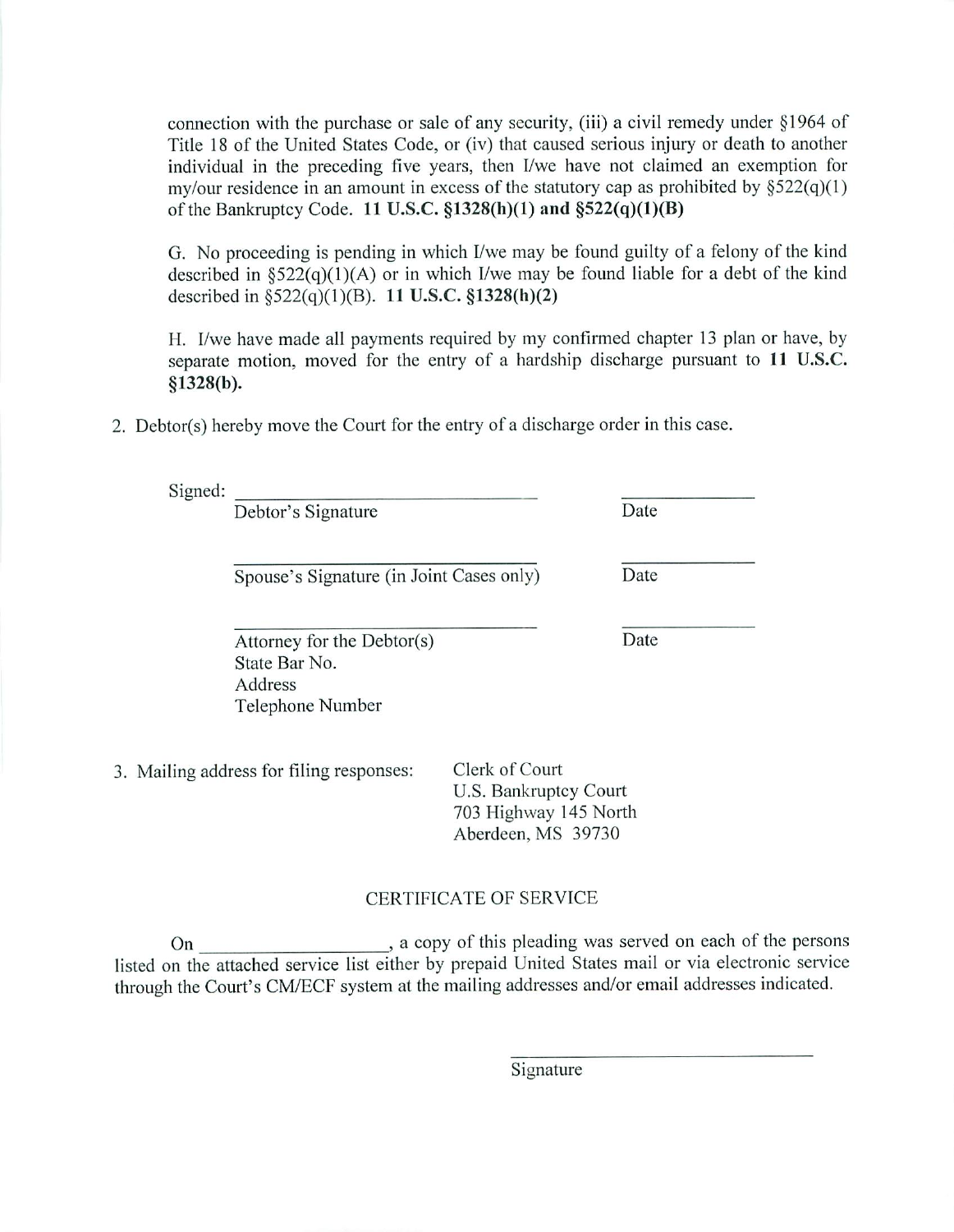connection with the purchase or sale of any security, (iii) a civil remedy under §1964 of Title 18 of the United States Code, or (iv) that caused serious injury or death to another individual in the preceding five years, then I/we have not claimed an exemption for my/our residence in an amount in excess of the statutory cap as prohibited by §522(q)(1) of the Bankruptcy Code. **11 U.S.C. §1328(h)(1) and §522(q)(1)(B)**

G. No proceeding is pending in which I/we may be found guilty of a felony of the kind described in §522(q)(1)(A) or in which I/we may be found liable for a debt of the kind described in §522(q)(1)(B). **11 U.S.C. §1328(h)(2)**

H. I/we have made all payments required by my confirmed chapter 13 plan or have, by separate motion, moved for the entry of a hardship discharge pursuant to **11 U.S.C. §1328(b).**

2. Debtor(s) hereby move the Court for the entry of a discharge order in this case.

Signed: ______________________________ ____________
Debtor's Signature Date

______________________________ ____________
Spouse's Signature (in Joint Cases only) Date

______________________________ ____________
Attorney for the Debtor(s) Date
State Bar No.
Address
Telephone Number

3. Mailing address for filing responses: Clerk of Court
U.S. Bankruptcy Court
703 Highway 145 North
Aberdeen, MS 39730

CERTIFICATE OF SERVICE

On ____________________, a copy of this pleading was served on each of the persons listed on the attached service list either by prepaid United States mail or via electronic service through the Court's CM/ECF system at the mailing addresses and/or email addresses indicated.

______________________________
Signature